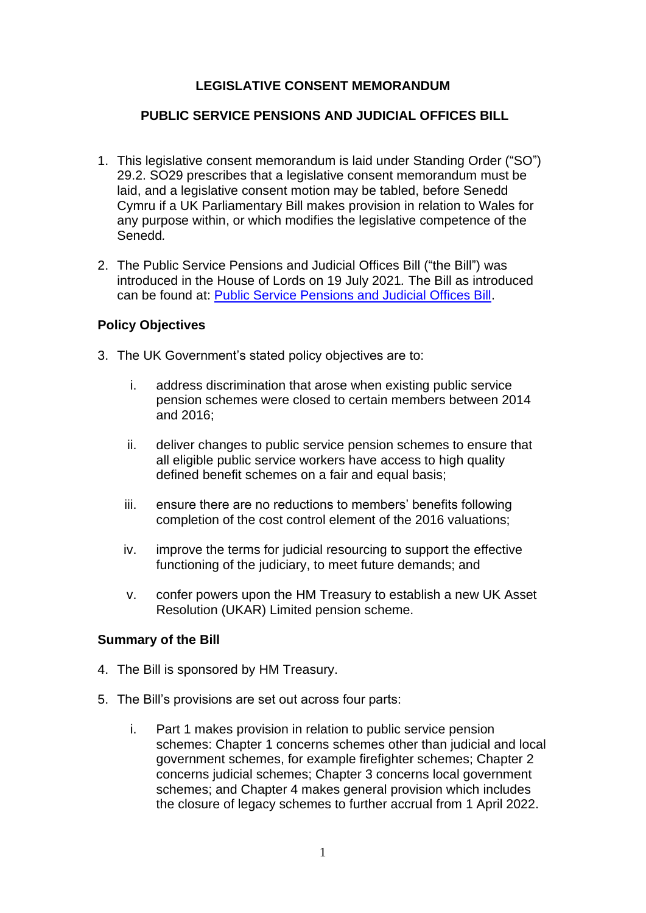# LEGISLATIVE CONSENT MEMORANDUM

## PUBLIC SERVICE PENSIONS AND JUDICIAL OFFICES BILL

1. This legislative consent memorandum is laid under Standing Order ("SO") 29.2. SO29 prescribes that a legislative consent memorandum must be laid, and a legislative consent motion may be tabled, before Senedd Cymru if a UK Parliamentary Bill makes provision in relation to Wales for any purpose within, or which modifies the legislative competence of the Senedd.

2. The Public Service Pensions and Judicial Offices Bill ("the Bill") was introduced in the House of Lords on 19 July 2021. The Bill as introduced can be found at: [Public Service Pensions and Judicial Offices Bill](#).

### Policy Objectives

3. The UK Government's stated policy objectives are to:

   i. address discrimination that arose when existing public service pension schemes were closed to certain members between 2014 and 2016;

   ii. deliver changes to public service pension schemes to ensure that all eligible public service workers have access to high quality defined benefit schemes on a fair and equal basis;

   iii. ensure there are no reductions to members' benefits following completion of the cost control element of the 2016 valuations;

   iv. improve the terms for judicial resourcing to support the effective functioning of the judiciary, to meet future demands; and

   v. confer powers upon the HM Treasury to establish a new UK Asset Resolution (UKAR) Limited pension scheme.

### Summary of the Bill

4. The Bill is sponsored by HM Treasury.

5. The Bill's provisions are set out across four parts:

   i. Part 1 makes provision in relation to public service pension schemes: Chapter 1 concerns schemes other than judicial and local government schemes, for example firefighter schemes; Chapter 2 concerns judicial schemes; Chapter 3 concerns local government schemes; and Chapter 4 makes general provision which includes the closure of legacy schemes to further accrual from 1 April 2022.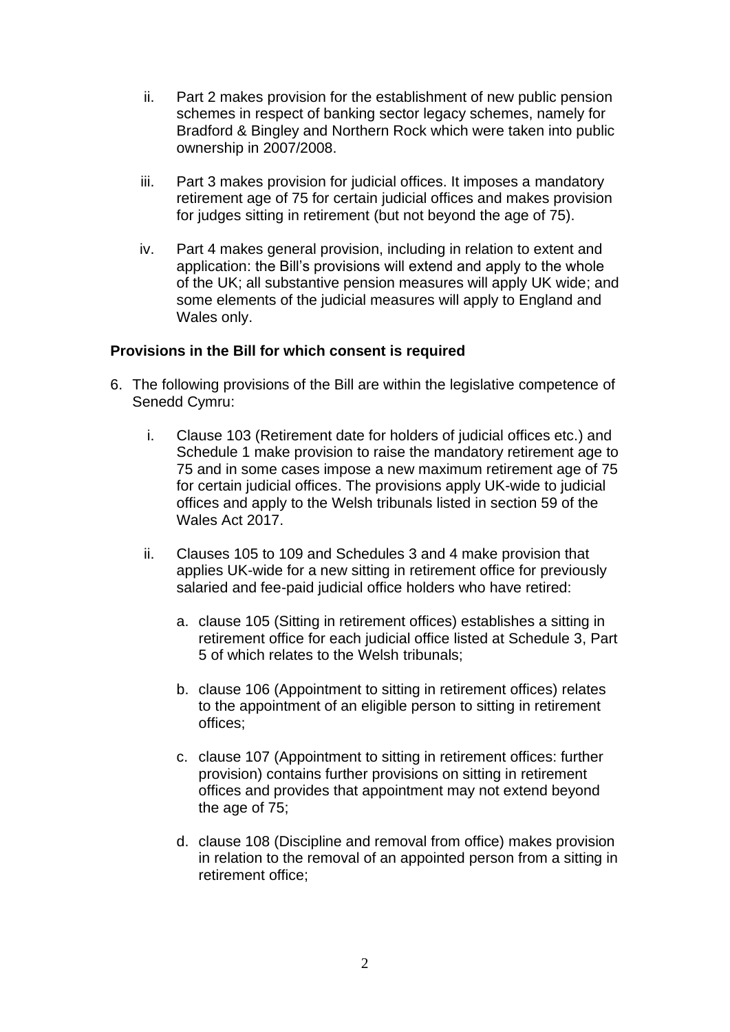ii. Part 2 makes provision for the establishment of new public pension schemes in respect of banking sector legacy schemes, namely for Bradford & Bingley and Northern Rock which were taken into public ownership in 2007/2008.

iii. Part 3 makes provision for judicial offices. It imposes a mandatory retirement age of 75 for certain judicial offices and makes provision for judges sitting in retirement (but not beyond the age of 75).

iv. Part 4 makes general provision, including in relation to extent and application: the Bill's provisions will extend and apply to the whole of the UK; all substantive pension measures will apply UK wide; and some elements of the judicial measures will apply to England and Wales only.

**Provisions in the Bill for which consent is required**

6. The following provisions of the Bill are within the legislative competence of Senedd Cymru:

   i. Clause 103 (Retirement date for holders of judicial offices etc.) and Schedule 1 make provision to raise the mandatory retirement age to 75 and in some cases impose a new maximum retirement age of 75 for certain judicial offices. The provisions apply UK-wide to judicial offices and apply to the Welsh tribunals listed in section 59 of the Wales Act 2017.

   ii. Clauses 105 to 109 and Schedules 3 and 4 make provision that applies UK-wide for a new sitting in retirement office for previously salaried and fee-paid judicial office holders who have retired:

      a. clause 105 (Sitting in retirement offices) establishes a sitting in retirement office for each judicial office listed at Schedule 3, Part 5 of which relates to the Welsh tribunals;

      b. clause 106 (Appointment to sitting in retirement offices) relates to the appointment of an eligible person to sitting in retirement offices;

      c. clause 107 (Appointment to sitting in retirement offices: further provision) contains further provisions on sitting in retirement offices and provides that appointment may not extend beyond the age of 75;

      d. clause 108 (Discipline and removal from office) makes provision in relation to the removal of an appointed person from a sitting in retirement office;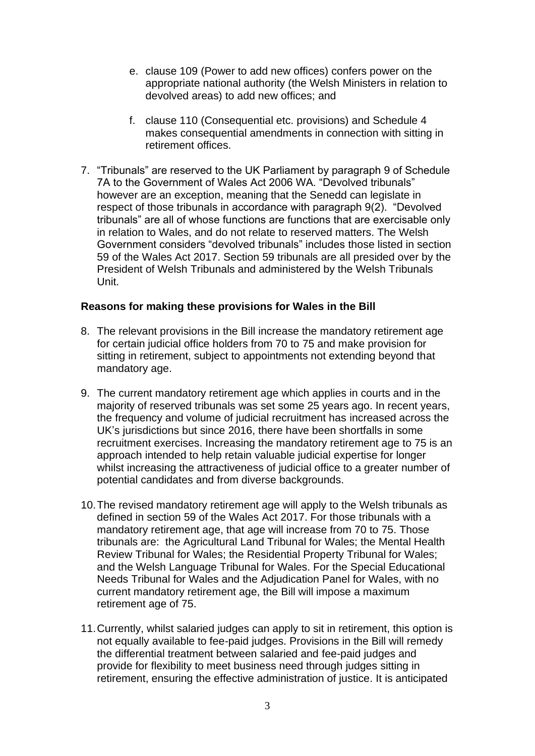e. clause 109 (Power to add new offices) confers power on the appropriate national authority (the Welsh Ministers in relation to devolved areas) to add new offices; and

f. clause 110 (Consequential etc. provisions) and Schedule 4 makes consequential amendments in connection with sitting in retirement offices.

7. "Tribunals" are reserved to the UK Parliament by paragraph 9 of Schedule 7A to the Government of Wales Act 2006 WA. "Devolved tribunals" however are an exception, meaning that the Senedd can legislate in respect of those tribunals in accordance with paragraph 9(2). "Devolved tribunals" are all of whose functions are functions that are exercisable only in relation to Wales, and do not relate to reserved matters. The Welsh Government considers "devolved tribunals" includes those listed in section 59 of the Wales Act 2017. Section 59 tribunals are all presided over by the President of Welsh Tribunals and administered by the Welsh Tribunals Unit.

**Reasons for making these provisions for Wales in the Bill**

8. The relevant provisions in the Bill increase the mandatory retirement age for certain judicial office holders from 70 to 75 and make provision for sitting in retirement, subject to appointments not extending beyond that mandatory age.

9. The current mandatory retirement age which applies in courts and in the majority of reserved tribunals was set some 25 years ago. In recent years, the frequency and volume of judicial recruitment has increased across the UK's jurisdictions but since 2016, there have been shortfalls in some recruitment exercises. Increasing the mandatory retirement age to 75 is an approach intended to help retain valuable judicial expertise for longer whilst increasing the attractiveness of judicial office to a greater number of potential candidates and from diverse backgrounds.

10. The revised mandatory retirement age will apply to the Welsh tribunals as defined in section 59 of the Wales Act 2017. For those tribunals with a mandatory retirement age, that age will increase from 70 to 75. Those tribunals are: the Agricultural Land Tribunal for Wales; the Mental Health Review Tribunal for Wales; the Residential Property Tribunal for Wales; and the Welsh Language Tribunal for Wales. For the Special Educational Needs Tribunal for Wales and the Adjudication Panel for Wales, with no current mandatory retirement age, the Bill will impose a maximum retirement age of 75.

11. Currently, whilst salaried judges can apply to sit in retirement, this option is not equally available to fee-paid judges. Provisions in the Bill will remedy the differential treatment between salaried and fee-paid judges and provide for flexibility to meet business need through judges sitting in retirement, ensuring the effective administration of justice. It is anticipated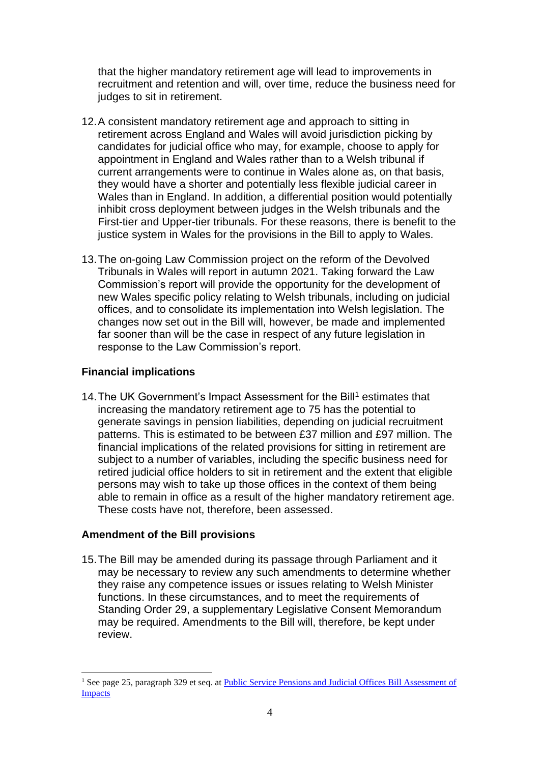that the higher mandatory retirement age will lead to improvements in recruitment and retention and will, over time, reduce the business need for judges to sit in retirement.

12. A consistent mandatory retirement age and approach to sitting in retirement across England and Wales will avoid jurisdiction picking by candidates for judicial office who may, for example, choose to apply for appointment in England and Wales rather than to a Welsh tribunal if current arrangements were to continue in Wales alone as, on that basis, they would have a shorter and potentially less flexible judicial career in Wales than in England. In addition, a differential position would potentially inhibit cross deployment between judges in the Welsh tribunals and the First-tier and Upper-tier tribunals. For these reasons, there is benefit to the justice system in Wales for the provisions in the Bill to apply to Wales.

13. The on-going Law Commission project on the reform of the Devolved Tribunals in Wales will report in autumn 2021. Taking forward the Law Commission's report will provide the opportunity for the development of new Wales specific policy relating to Welsh tribunals, including on judicial offices, and to consolidate its implementation into Welsh legislation. The changes now set out in the Bill will, however, be made and implemented far sooner than will be the case in respect of any future legislation in response to the Law Commission's report.

### Financial implications

14. The UK Government's Impact Assessment for the Bill[1] estimates that increasing the mandatory retirement age to 75 has the potential to generate savings in pension liabilities, depending on judicial recruitment patterns. This is estimated to be between £37 million and £97 million. The financial implications of the related provisions for sitting in retirement are subject to a number of variables, including the specific business need for retired judicial office holders to sit in retirement and the extent that eligible persons may wish to take up those offices in the context of them being able to remain in office as a result of the higher mandatory retirement age. These costs have not, therefore, been assessed.

### Amendment of the Bill provisions

15. The Bill may be amended during its passage through Parliament and it may be necessary to review any such amendments to determine whether they raise any competence issues or issues relating to Welsh Minister functions. In these circumstances, and to meet the requirements of Standing Order 29, a supplementary Legislative Consent Memorandum may be required. Amendments to the Bill will, therefore, be kept under review.

---

[1] See page 25, paragraph 329 et seq. at Public Service Pensions and Judicial Offices Bill Assessment of Impacts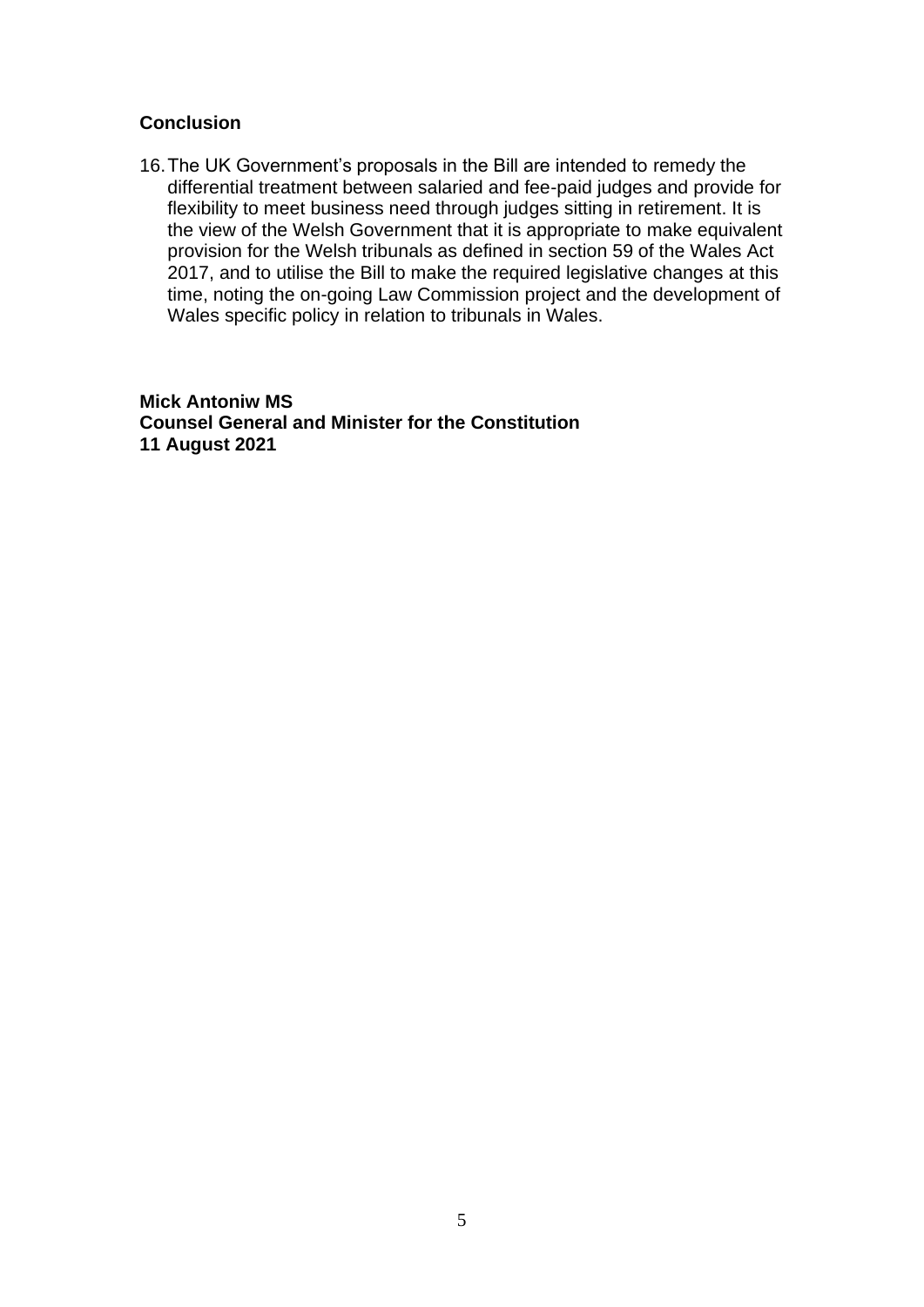## Conclusion

16. The UK Government's proposals in the Bill are intended to remedy the differential treatment between salaried and fee-paid judges and provide for flexibility to meet business need through judges sitting in retirement. It is the view of the Welsh Government that it is appropriate to make equivalent provision for the Welsh tribunals as defined in section 59 of the Wales Act 2017, and to utilise the Bill to make the required legislative changes at this time, noting the on-going Law Commission project and the development of Wales specific policy in relation to tribunals in Wales.

**Mick Antoniw MS**
**Counsel General and Minister for the Constitution**
**11 August 2021**